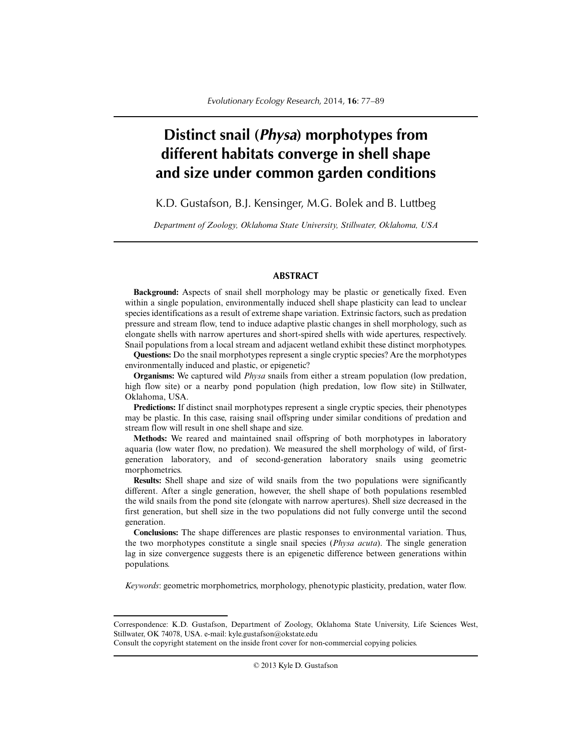# Distinct snail (*Physa*) morphotypes from different habitats converge in shell shape and size under common garden conditions

K.D. Gustafson, B.J. Kensinger, M.G. Bolek and B. Luttbeg

*Department of Zoology, Oklahoma State University, Stillwater, Oklahoma, USA*

## ABSTRACT

**Background:** Aspects of snail shell morphology may be plastic or genetically fixed. Even within a single population, environmentally induced shell shape plasticity can lead to unclear species identifications as a result of extreme shape variation. Extrinsic factors, such as predation pressure and stream flow, tend to induce adaptive plastic changes in shell morphology, such as elongate shells with narrow apertures and short-spired shells with wide apertures, respectively. Snail populations from a local stream and adjacent wetland exhibit these distinct morphotypes.

**Questions:** Do the snail morphotypes represent a single cryptic species? Are the morphotypes environmentally induced and plastic, or epigenetic?

**Organisms:** We captured wild *Physa* snails from either a stream population (low predation, high flow site) or a nearby pond population (high predation, low flow site) in Stillwater, Oklahoma, USA.

**Predictions:** If distinct snail morphotypes represent a single cryptic species, their phenotypes may be plastic. In this case, raising snail offspring under similar conditions of predation and stream flow will result in one shell shape and size.

**Methods:** We reared and maintained snail offspring of both morphotypes in laboratory aquaria (low water flow, no predation). We measured the shell morphology of wild, of first-generation laboratory, and of second-generation laboratory snails using geometric morphometrics.

**Results:** Shell shape and size of wild snails from the two populations were significantly different. After a single generation, however, the shell shape of both populations resembled the wild snails from the pond site (elongate with narrow apertures). Shell size decreased in the first generation, but shell size in the two populations did not fully converge until the second generation.

**Conclusions:** The shape differences are plastic responses to environmental variation. Thus, the two morphotypes constitute a single snail species (*Physa acuta*). The single generation lag in size convergence suggests there is an epigenetic difference between generations within populations.

*Keywords*: geometric morphometrics, morphology, phenotypic plasticity, predation, water flow.

---

Correspondence: K.D. Gustafson, Department of Zoology, Oklahoma State University, Life Sciences West, Stillwater, OK 74078, USA. e-mail: kyle.gustafson@okstate.edu
Consult the copyright statement on the inside front cover for non-commercial copying policies.

© 2013 Kyle D. Gustafson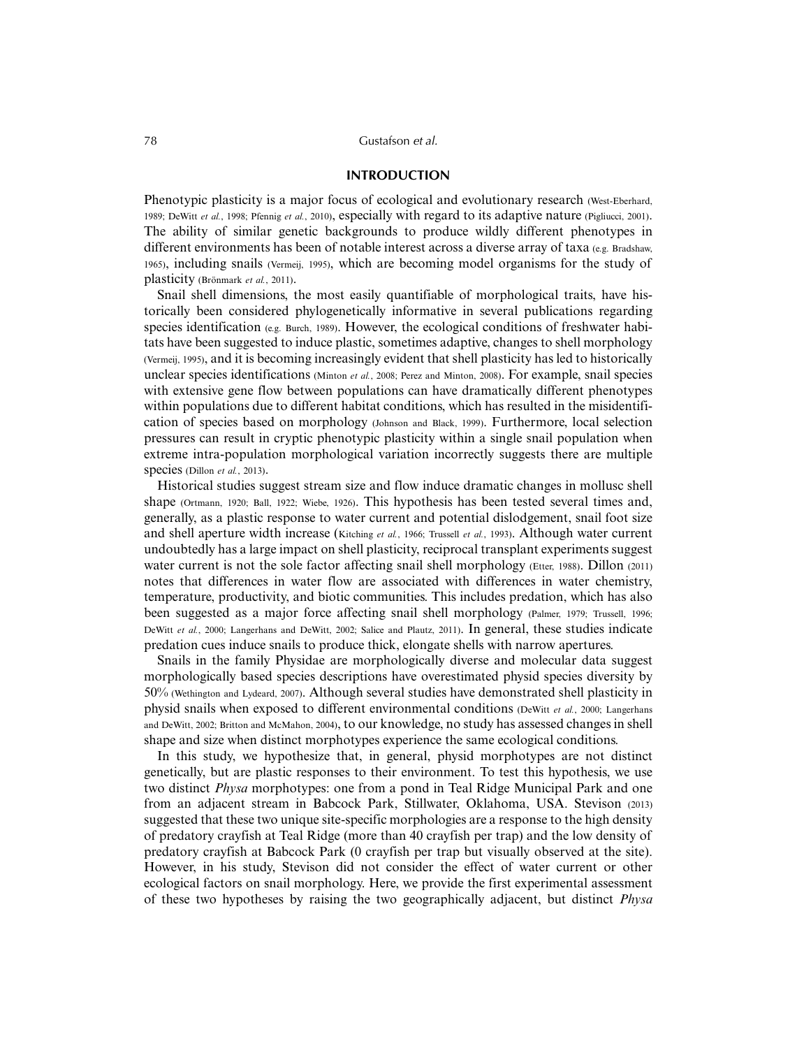## INTRODUCTION

Phenotypic plasticity is a major focus of ecological and evolutionary research (West-Eberhard, 1989; DeWitt *et al.*, 1998; Pfennig *et al.*, 2010), especially with regard to its adaptive nature (Pigliucci, 2001). The ability of similar genetic backgrounds to produce wildly different phenotypes in different environments has been of notable interest across a diverse array of taxa (e.g. Bradshaw, 1965), including snails (Vermeij, 1995), which are becoming model organisms for the study of plasticity (Brönmark *et al.*, 2011).

Snail shell dimensions, the most easily quantifiable of morphological traits, have historically been considered phylogenetically informative in several publications regarding species identification (e.g. Burch, 1989). However, the ecological conditions of freshwater habitats have been suggested to induce plastic, sometimes adaptive, changes to shell morphology (Vermeij, 1995), and it is becoming increasingly evident that shell plasticity has led to historically unclear species identifications (Minton *et al.*, 2008; Perez and Minton, 2008). For example, snail species with extensive gene flow between populations can have dramatically different phenotypes within populations due to different habitat conditions, which has resulted in the misidentification of species based on morphology (Johnson and Black, 1999). Furthermore, local selection pressures can result in cryptic phenotypic plasticity within a single snail population when extreme intra-population morphological variation incorrectly suggests there are multiple species (Dillon *et al.*, 2013).

Historical studies suggest stream size and flow induce dramatic changes in mollusc shell shape (Ortmann, 1920; Ball, 1922; Wiebe, 1926). This hypothesis has been tested several times and, generally, as a plastic response to water current and potential dislodgement, snail foot size and shell aperture width increase (Kitching *et al.*, 1966; Trussell *et al.*, 1993). Although water current undoubtedly has a large impact on shell plasticity, reciprocal transplant experiments suggest water current is not the sole factor affecting snail shell morphology (Etter, 1988). Dillon (2011) notes that differences in water flow are associated with differences in water chemistry, temperature, productivity, and biotic communities. This includes predation, which has also been suggested as a major force affecting snail shell morphology (Palmer, 1979; Trussell, 1996; DeWitt *et al.*, 2000; Langerhans and DeWitt, 2002; Salice and Plautz, 2011). In general, these studies indicate predation cues induce snails to produce thick, elongate shells with narrow apertures.

Snails in the family Physidae are morphologically diverse and molecular data suggest morphologically based species descriptions have overestimated physid species diversity by 50% (Wethington and Lydeard, 2007). Although several studies have demonstrated shell plasticity in physid snails when exposed to different environmental conditions (DeWitt *et al.*, 2000; Langerhans and DeWitt, 2002; Britton and McMahon, 2004), to our knowledge, no study has assessed changes in shell shape and size when distinct morphotypes experience the same ecological conditions.

In this study, we hypothesize that, in general, physid morphotypes are not distinct genetically, but are plastic responses to their environment. To test this hypothesis, we use two distinct *Physa* morphotypes: one from a pond in Teal Ridge Municipal Park and one from an adjacent stream in Babcock Park, Stillwater, Oklahoma, USA. Stevison (2013) suggested that these two unique site-specific morphologies are a response to the high density of predatory crayfish at Teal Ridge (more than 40 crayfish per trap) and the low density of predatory crayfish at Babcock Park (0 crayfish per trap but visually observed at the site). However, in his study, Stevison did not consider the effect of water current or other ecological factors on snail morphology. Here, we provide the first experimental assessment of these two hypotheses by raising the two geographically adjacent, but distinct *Physa*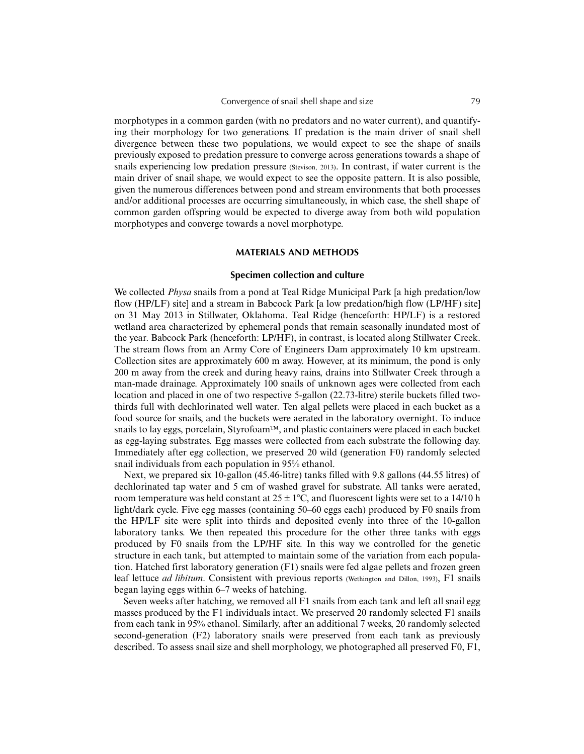morphotypes in a common garden (with no predators and no water current), and quantifying their morphology for two generations. If predation is the main driver of snail shell divergence between these two populations, we would expect to see the shape of snails previously exposed to predation pressure to converge across generations towards a shape of snails experiencing low predation pressure (Stevison, 2013). In contrast, if water current is the main driver of snail shape, we would expect to see the opposite pattern. It is also possible, given the numerous differences between pond and stream environments that both processes and/or additional processes are occurring simultaneously, in which case, the shell shape of common garden offspring would be expected to diverge away from both wild population morphotypes and converge towards a novel morphotype.

## MATERIALS AND METHODS

### Specimen collection and culture

We collected *Physa* snails from a pond at Teal Ridge Municipal Park [a high predation/low flow (HP/LF) site] and a stream in Babcock Park [a low predation/high flow (LP/HF) site] on 31 May 2013 in Stillwater, Oklahoma. Teal Ridge (henceforth: HP/LF) is a restored wetland area characterized by ephemeral ponds that remain seasonally inundated most of the year. Babcock Park (henceforth: LP/HF), in contrast, is located along Stillwater Creek. The stream flows from an Army Core of Engineers Dam approximately 10 km upstream. Collection sites are approximately 600 m away. However, at its minimum, the pond is only 200 m away from the creek and during heavy rains, drains into Stillwater Creek through a man-made drainage. Approximately 100 snails of unknown ages were collected from each location and placed in one of two respective 5-gallon (22.73-litre) sterile buckets filled two-thirds full with dechlorinated well water. Ten algal pellets were placed in each bucket as a food source for snails, and the buckets were aerated in the laboratory overnight. To induce snails to lay eggs, porcelain, Styrofoam™, and plastic containers were placed in each bucket as egg-laying substrates. Egg masses were collected from each substrate the following day. Immediately after egg collection, we preserved 20 wild (generation F0) randomly selected snail individuals from each population in 95% ethanol.

Next, we prepared six 10-gallon (45.46-litre) tanks filled with 9.8 gallons (44.55 litres) of dechlorinated tap water and 5 cm of washed gravel for substrate. All tanks were aerated, room temperature was held constant at $25 \pm 1$°C, and fluorescent lights were set to a 14/10 h light/dark cycle. Five egg masses (containing 50–60 eggs each) produced by F0 snails from the HP/LF site were split into thirds and deposited evenly into three of the 10-gallon laboratory tanks. We then repeated this procedure for the other three tanks with eggs produced by F0 snails from the LP/HF site. In this way we controlled for the genetic structure in each tank, but attempted to maintain some of the variation from each population. Hatched first laboratory generation (F1) snails were fed algae pellets and frozen green leaf lettuce *ad libitum*. Consistent with previous reports (Wethington and Dillon, 1993), F1 snails began laying eggs within 6–7 weeks of hatching.

Seven weeks after hatching, we removed all F1 snails from each tank and left all snail egg masses produced by the F1 individuals intact. We preserved 20 randomly selected F1 snails from each tank in 95% ethanol. Similarly, after an additional 7 weeks, 20 randomly selected second-generation (F2) laboratory snails were preserved from each tank as previously described. To assess snail size and shell morphology, we photographed all preserved F0, F1,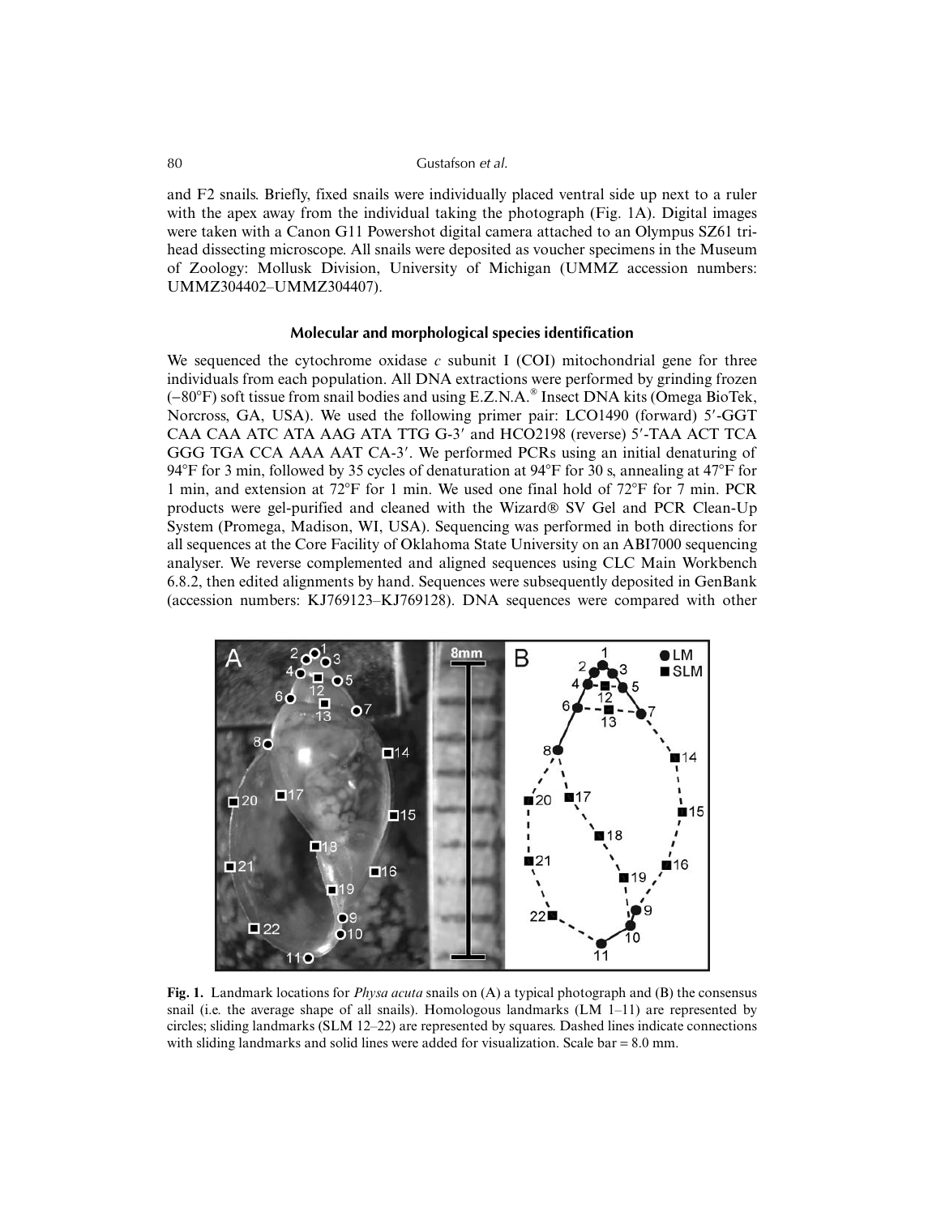and F2 snails. Briefly, fixed snails were individually placed ventral side up next to a ruler with the apex away from the individual taking the photograph (Fig. 1A). Digital images were taken with a Canon G11 Powershot digital camera attached to an Olympus SZ61 trihead dissecting microscope. All snails were deposited as voucher specimens in the Museum of Zoology: Mollusk Division, University of Michigan (UMMZ accession numbers: UMMZ304402–UMMZ304407).

### Molecular and morphological species identification

We sequenced the cytochrome oxidase *c* subunit I (COI) mitochondrial gene for three individuals from each population. All DNA extractions were performed by grinding frozen (−80°F) soft tissue from snail bodies and using E.Z.N.A.® Insect DNA kits (Omega BioTek, Norcross, GA, USA). We used the following primer pair: LCO1490 (forward) 5′-GGT CAA CAA ATC ATA AAG ATA TTG G-3′ and HCO2198 (reverse) 5′-TAA ACT TCA GGG TGA CCA AAA AAT CA-3′. We performed PCRs using an initial denaturing of 94°F for 3 min, followed by 35 cycles of denaturation at 94°F for 30 s, annealing at 47°F for 1 min, and extension at 72°F for 1 min. We used one final hold of 72°F for 7 min. PCR products were gel-purified and cleaned with the Wizard® SV Gel and PCR Clean-Up System (Promega, Madison, WI, USA). Sequencing was performed in both directions for all sequences at the Core Facility of Oklahoma State University on an ABI7000 sequencing analyser. We reverse complemented and aligned sequences using CLC Main Workbench 6.8.2, then edited alignments by hand. Sequences were subsequently deposited in GenBank (accession numbers: KJ769123–KJ769128). DNA sequences were compared with other

**Fig. 1.** Landmark locations for *Physa acuta* snails on (A) a typical photograph and (B) the consensus snail (i.e. the average shape of all snails). Homologous landmarks (LM 1–11) are represented by circles; sliding landmarks (SLM 12–22) are represented by squares. Dashed lines indicate connections with sliding landmarks and solid lines were added for visualization. Scale bar = 8.0 mm.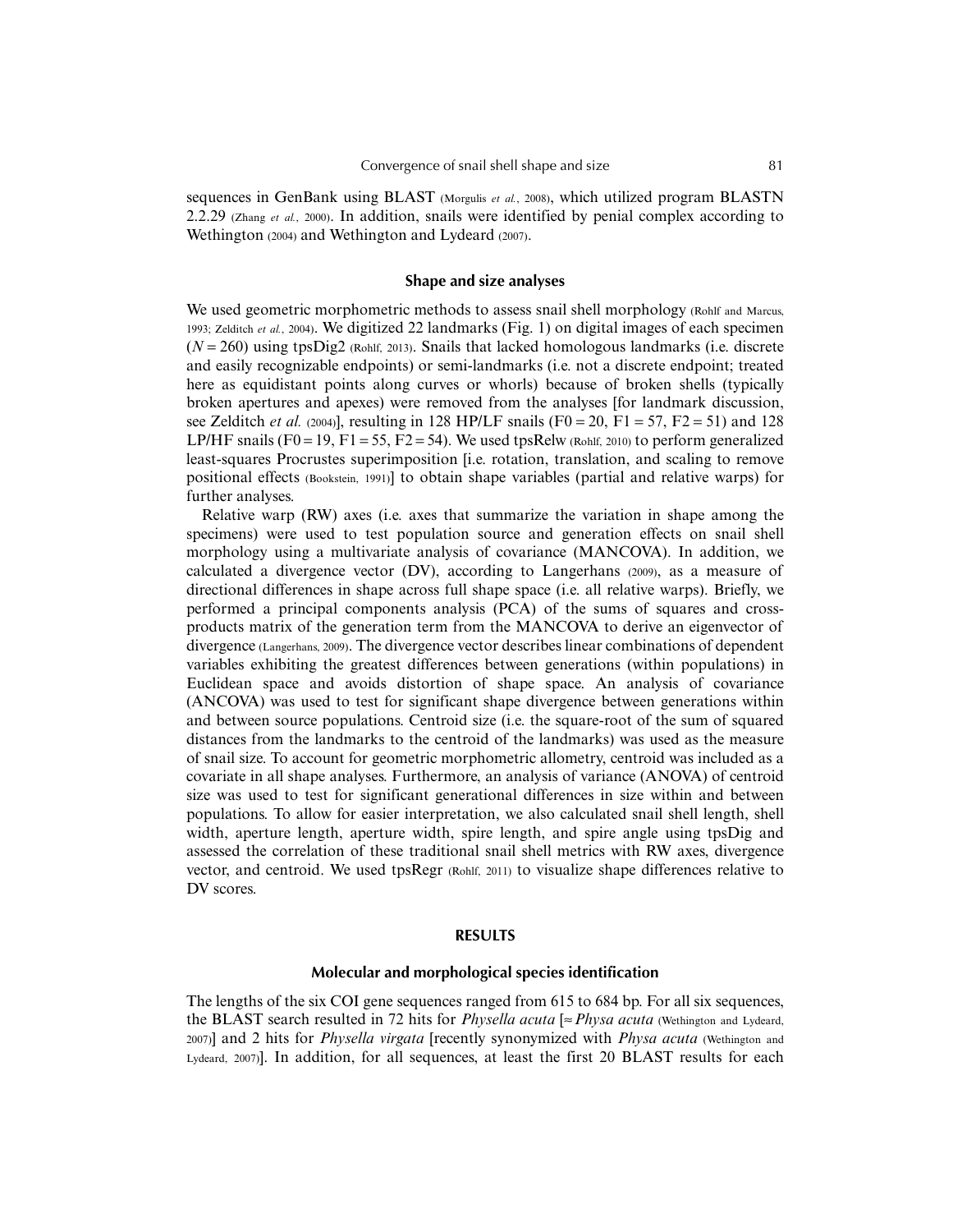sequences in GenBank using BLAST (Morgulis *et al.*, 2008), which utilized program BLASTN 2.2.29 (Zhang *et al.*, 2000). In addition, snails were identified by penial complex according to Wethington (2004) and Wethington and Lydeard (2007).

### Shape and size analyses

We used geometric morphometric methods to assess snail shell morphology (Rohlf and Marcus, 1993; Zelditch *et al.*, 2004). We digitized 22 landmarks (Fig. 1) on digital images of each specimen ($N = 260$) using tpsDig2 (Rohlf, 2013). Snails that lacked homologous landmarks (i.e. discrete and easily recognizable endpoints) or semi-landmarks (i.e. not a discrete endpoint; treated here as equidistant points along curves or whorls) because of broken shells (typically broken apertures and apexes) were removed from the analyses [for landmark discussion, see Zelditch *et al.* (2004)], resulting in 128 HP/LF snails (F0 = 20, F1 = 57, F2 = 51) and 128 LP/HF snails (F0 = 19, F1 = 55, F2 = 54). We used tpsRelw (Rohlf, 2010) to perform generalized least-squares Procrustes superimposition [i.e. rotation, translation, and scaling to remove positional effects (Bookstein, 1991)] to obtain shape variables (partial and relative warps) for further analyses.

Relative warp (RW) axes (i.e. axes that summarize the variation in shape among the specimens) were used to test population source and generation effects on snail shell morphology using a multivariate analysis of covariance (MANCOVA). In addition, we calculated a divergence vector (DV), according to Langerhans (2009), as a measure of directional differences in shape across full shape space (i.e. all relative warps). Briefly, we performed a principal components analysis (PCA) of the sums of squares and cross-products matrix of the generation term from the MANCOVA to derive an eigenvector of divergence (Langerhans, 2009). The divergence vector describes linear combinations of dependent variables exhibiting the greatest differences between generations (within populations) in Euclidean space and avoids distortion of shape space. An analysis of covariance (ANCOVA) was used to test for significant shape divergence between generations within and between source populations. Centroid size (i.e. the square-root of the sum of squared distances from the landmarks to the centroid of the landmarks) was used as the measure of snail size. To account for geometric morphometric allometry, centroid was included as a covariate in all shape analyses. Furthermore, an analysis of variance (ANOVA) of centroid size was used to test for significant generational differences in size within and between populations. To allow for easier interpretation, we also calculated snail shell length, shell width, aperture length, aperture width, spire length, and spire angle using tpsDig and assessed the correlation of these traditional snail shell metrics with RW axes, divergence vector, and centroid. We used tpsRegr (Rohlf, 2011) to visualize shape differences relative to DV scores.

## RESULTS

### Molecular and morphological species identification

The lengths of the six COI gene sequences ranged from 615 to 684 bp. For all six sequences, the BLAST search resulted in 72 hits for *Physella acuta* [≈ *Physa acuta* (Wethington and Lydeard, 2007)] and 2 hits for *Physella virgata* [recently synonymized with *Physa acuta* (Wethington and Lydeard, 2007)]. In addition, for all sequences, at least the first 20 BLAST results for each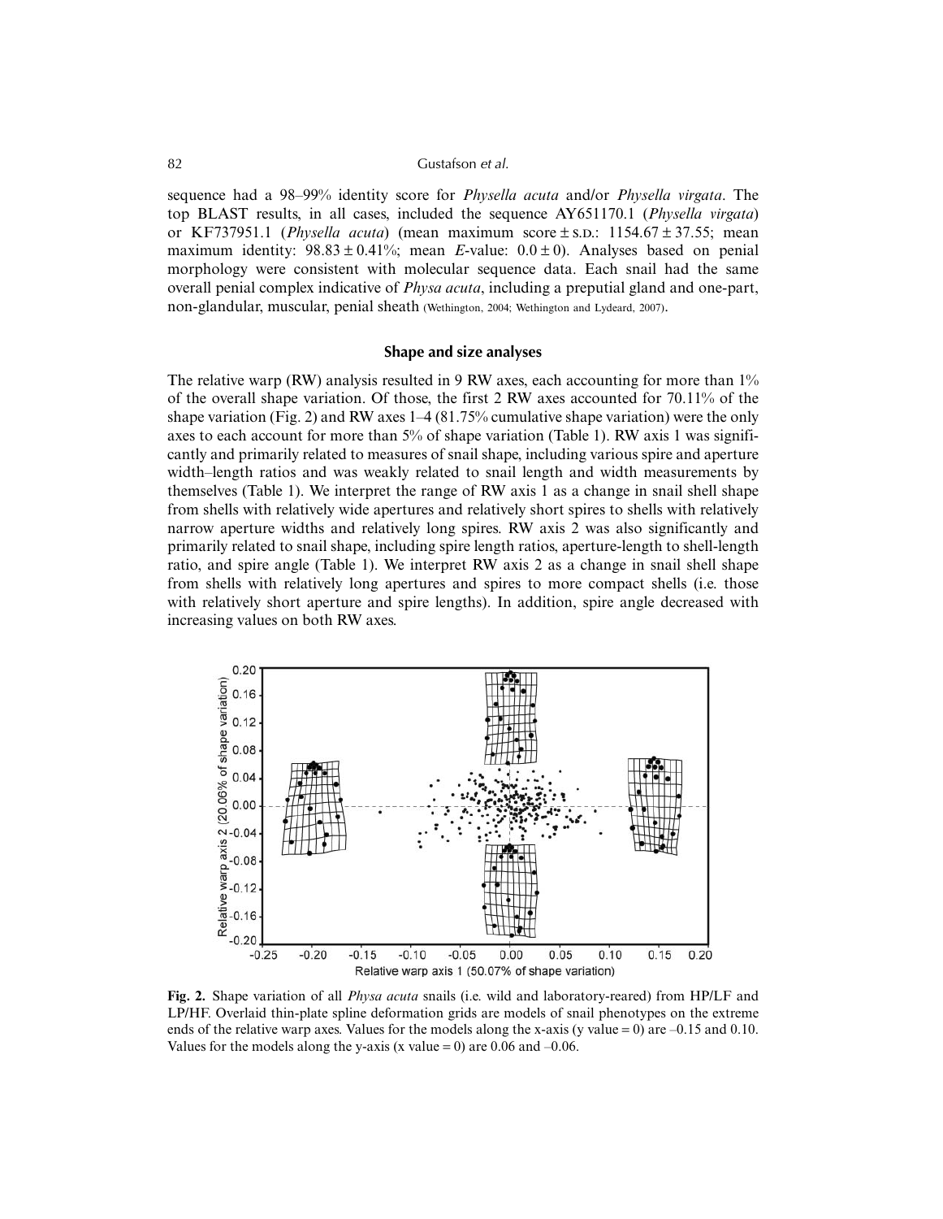sequence had a 98–99% identity score for *Physella acuta* and/or *Physella virgata*. The top BLAST results, in all cases, included the sequence AY651170.1 (*Physella virgata*) or KF737951.1 (*Physella acuta*) (mean maximum score ± S.D.: 1154.67 ± 37.55; mean maximum identity: 98.83 ± 0.41%; mean *E*-value: 0.0 ± 0). Analyses based on penial morphology were consistent with molecular sequence data. Each snail had the same overall penial complex indicative of *Physa acuta*, including a preputial gland and one-part, non-glandular, muscular, penial sheath (Wethington, 2004; Wethington and Lydeard, 2007).

### Shape and size analyses

The relative warp (RW) analysis resulted in 9 RW axes, each accounting for more than 1% of the overall shape variation. Of those, the first 2 RW axes accounted for 70.11% of the shape variation (Fig. 2) and RW axes 1–4 (81.75% cumulative shape variation) were the only axes to each account for more than 5% of shape variation (Table 1). RW axis 1 was significantly and primarily related to measures of snail shape, including various spire and aperture width–length ratios and was weakly related to snail length and width measurements by themselves (Table 1). We interpret the range of RW axis 1 as a change in snail shell shape from shells with relatively wide apertures and relatively short spires to shells with relatively narrow aperture widths and relatively long spires. RW axis 2 was also significantly and primarily related to snail shape, including spire length ratios, aperture-length to shell-length ratio, and spire angle (Table 1). We interpret RW axis 2 as a change in snail shell shape from shells with relatively long apertures and spires to more compact shells (i.e. those with relatively short aperture and spire lengths). In addition, spire angle decreased with increasing values on both RW axes.

**Fig. 2.** Shape variation of all *Physa acuta* snails (i.e. wild and laboratory-reared) from HP/LF and LP/HF. Overlaid thin-plate spline deformation grids are models of snail phenotypes on the extreme ends of the relative warp axes. Values for the models along the x-axis (y value = 0) are –0.15 and 0.10. Values for the models along the y-axis (x value = 0) are 0.06 and –0.06.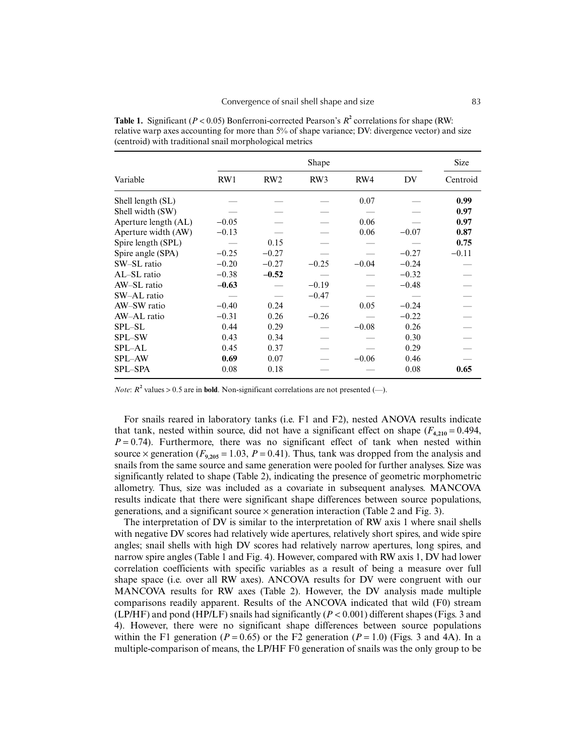**Table 1.** Significant ($P < 0.05$) Bonferroni-corrected Pearson's $R^2$ correlations for shape (RW: relative warp axes accounting for more than 5% of shape variance; DV: divergence vector) and size (centroid) with traditional snail morphological metrics

| Variable | Shape | | | | | Size |
|---|---|---|---|---|---|---|
| | RW1 | RW2 | RW3 | RW4 | DV | Centroid |
| Shell length (SL) | — | — | — | 0.07 | — | **0.99** |
| Shell width (SW) | — | — | — | — | — | **0.97** |
| Aperture length (AL) | −0.05 | — | — | 0.06 | — | **0.97** |
| Aperture width (AW) | −0.13 | — | — | 0.06 | −0.07 | **0.87** |
| Spire length (SPL) | — | 0.15 | — | — | — | **0.75** |
| Spire angle (SPA) | −0.25 | −0.27 | — | — | −0.27 | −0.11 |
| SW–SL ratio | −0.20 | −0.27 | −0.25 | −0.04 | −0.24 | — |
| AL–SL ratio | −0.38 | **−0.52** | — | — | −0.32 | — |
| AW–SL ratio | **−0.63** | — | −0.19 | — | −0.48 | — |
| SW–AL ratio | — | — | −0.47 | — | — | — |
| AW–SW ratio | −0.40 | 0.24 | — | 0.05 | −0.24 | — |
| AW–AL ratio | −0.31 | 0.26 | −0.26 | — | −0.22 | — |
| SPL–SL | 0.44 | 0.29 | — | −0.08 | 0.26 | — |
| SPL–SW | 0.43 | 0.34 | — | — | 0.30 | — |
| SPL–AL | 0.45 | 0.37 | — | — | 0.29 | — |
| SPL–AW | **0.69** | 0.07 | — | −0.06 | 0.46 | — |
| SPL–SPA | 0.08 | 0.18 | — | — | 0.08 | **0.65** |

*Note*: $R^2$ values > 0.5 are in **bold**. Non-significant correlations are not presented (—).

For snails reared in laboratory tanks (i.e. F1 and F2), nested ANOVA results indicate that tank, nested within source, did not have a significant effect on shape ($F_{4,210} = 0.494$, $P = 0.74$). Furthermore, there was no significant effect of tank when nested within source × generation ($F_{9,205} = 1.03$, $P = 0.41$). Thus, tank was dropped from the analysis and snails from the same source and same generation were pooled for further analyses. Size was significantly related to shape (Table 2), indicating the presence of geometric morphometric allometry. Thus, size was included as a covariate in subsequent analyses. MANCOVA results indicate that there were significant shape differences between source populations, generations, and a significant source × generation interaction (Table 2 and Fig. 3).

The interpretation of DV is similar to the interpretation of RW axis 1 where snail shells with negative DV scores had relatively wide apertures, relatively short spires, and wide spire angles; snail shells with high DV scores had relatively narrow apertures, long spires, and narrow spire angles (Table 1 and Fig. 4). However, compared with RW axis 1, DV had lower correlation coefficients with specific variables as a result of being a measure over full shape space (i.e. over all RW axes). ANCOVA results for DV were congruent with our MANCOVA results for RW axes (Table 2). However, the DV analysis made multiple comparisons readily apparent. Results of the ANCOVA indicated that wild (F0) stream (LP/HF) and pond (HP/LF) snails had significantly ($P < 0.001$) different shapes (Figs. 3 and 4). However, there were no significant shape differences between source populations within the F1 generation ($P = 0.65$) or the F2 generation ($P = 1.0$) (Figs. 3 and 4A). In a multiple-comparison of means, the LP/HF F0 generation of snails was the only group to be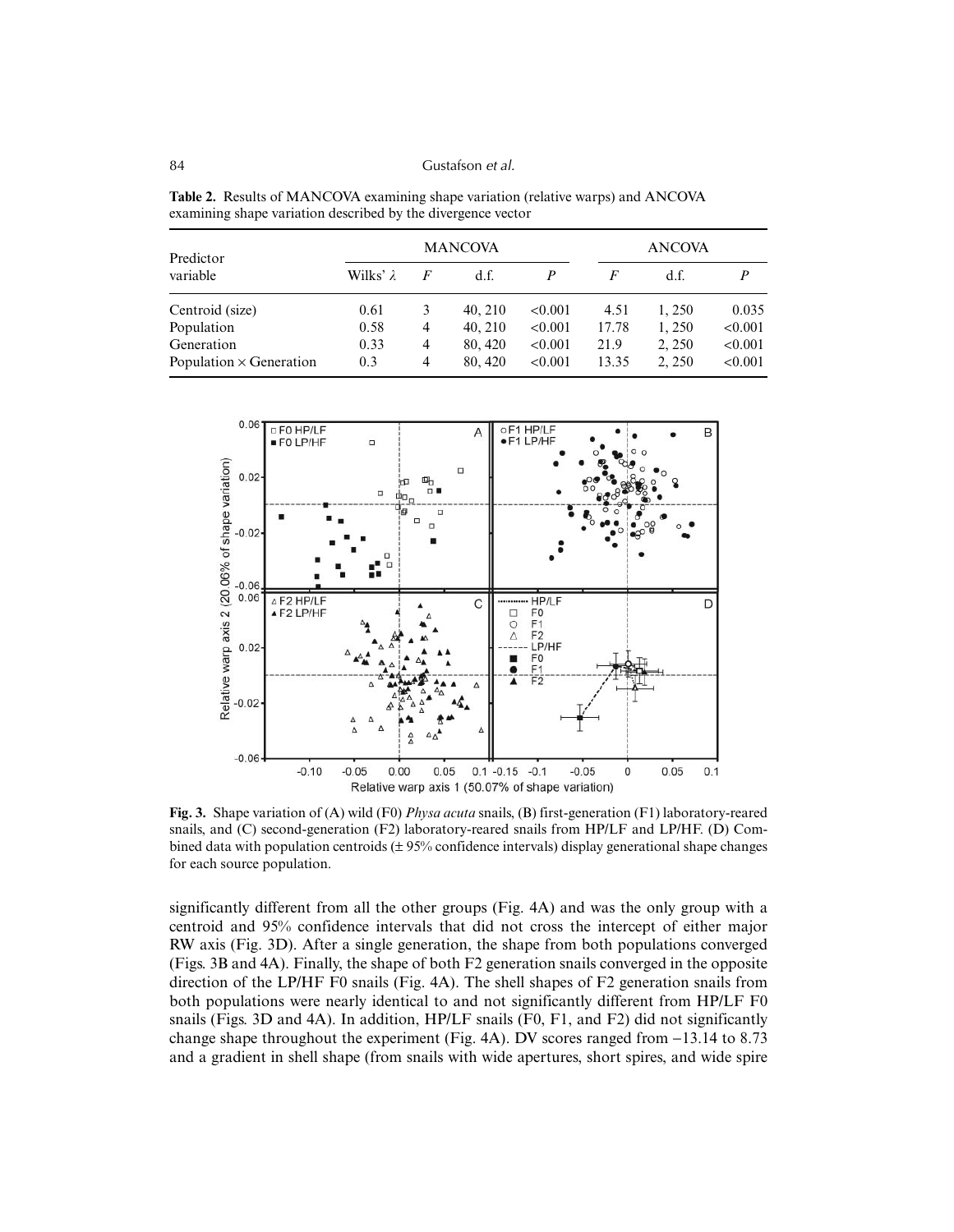**Table 2.** Results of MANCOVA examining shape variation (relative warps) and ANCOVA examining shape variation described by the divergence vector

| Predictor variable | MANCOVA | | | | ANCOVA | | |
|---|---|---|---|---|---|---|---|
| | Wilks' $\lambda$ | $F$ | d.f. | $P$ | $F$ | d.f. | $P$ |
| Centroid (size) | 0.61 | 3 | 40, 210 | <0.001 | 4.51 | 1, 250 | 0.035 |
| Population | 0.58 | 4 | 40, 210 | <0.001 | 17.78 | 1, 250 | <0.001 |
| Generation | 0.33 | 4 | 80, 420 | <0.001 | 21.9 | 2, 250 | <0.001 |
| Population × Generation | 0.3 | 4 | 80, 420 | <0.001 | 13.35 | 2, 250 | <0.001 |

**Fig. 3.** Shape variation of (A) wild (F0) *Physa acuta* snails, (B) first-generation (F1) laboratory-reared snails, and (C) second-generation (F2) laboratory-reared snails from HP/LF and LP/HF. (D) Combined data with population centroids (± 95% confidence intervals) display generational shape changes for each source population.

significantly different from all the other groups (Fig. 4A) and was the only group with a centroid and 95% confidence intervals that did not cross the intercept of either major RW axis (Fig. 3D). After a single generation, the shape from both populations converged (Figs. 3B and 4A). Finally, the shape of both F2 generation snails converged in the opposite direction of the LP/HF F0 snails (Fig. 4A). The shell shapes of F2 generation snails from both populations were nearly identical to and not significantly different from HP/LF F0 snails (Figs. 3D and 4A). In addition, HP/LF snails (F0, F1, and F2) did not significantly change shape throughout the experiment (Fig. 4A). DV scores ranged from –13.14 to 8.73 and a gradient in shell shape (from snails with wide apertures, short spires, and wide spire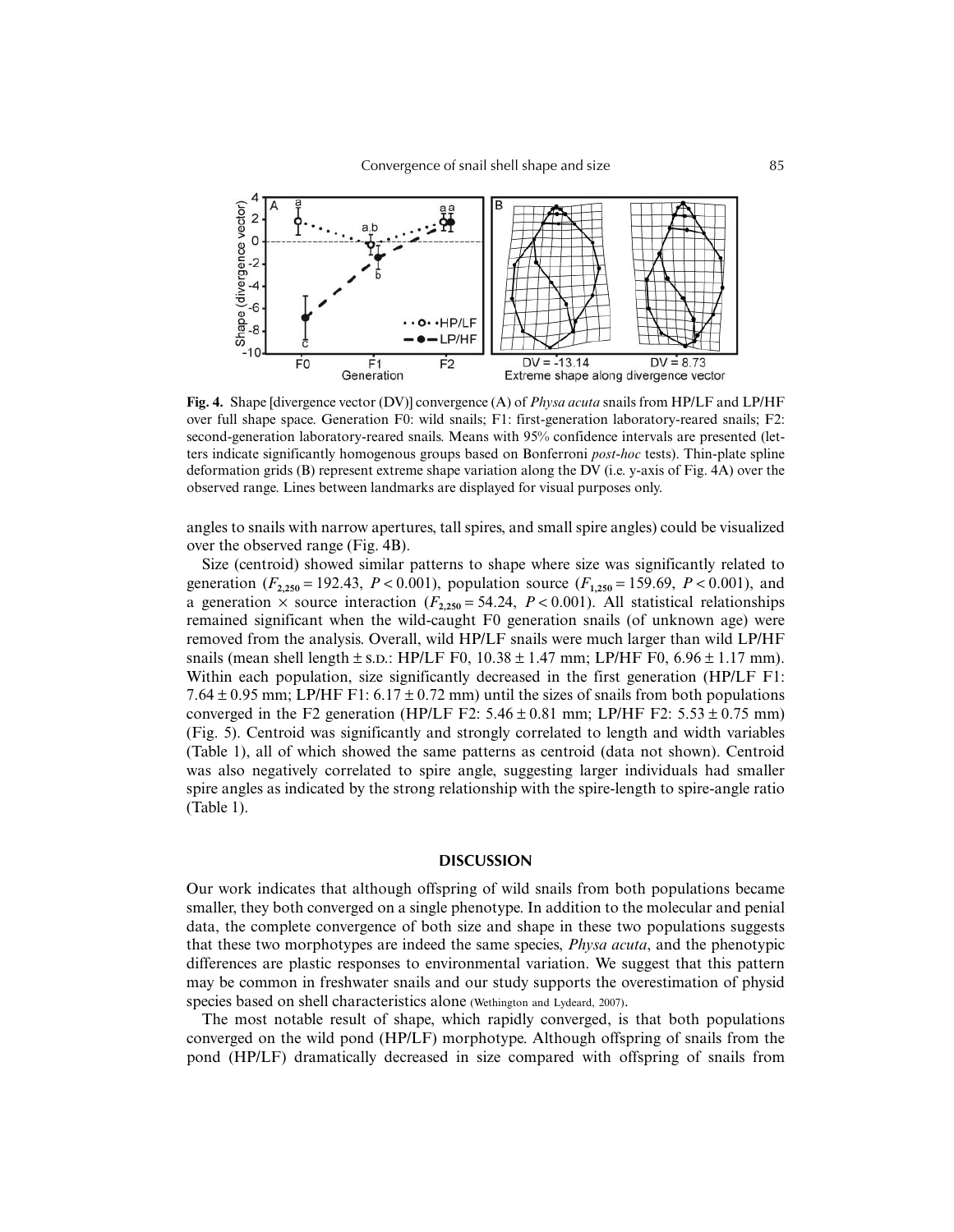**Fig. 4.** Shape [divergence vector (DV)] convergence (A) of *Physa acuta* snails from HP/LF and LP/HF over full shape space. Generation F0: wild snails; F1: first-generation laboratory-reared snails; F2: second-generation laboratory-reared snails. Means with 95% confidence intervals are presented (letters indicate significantly homogenous groups based on Bonferroni *post-hoc* tests). Thin-plate spline deformation grids (B) represent extreme shape variation along the DV (i.e. y-axis of Fig. 4A) over the observed range. Lines between landmarks are displayed for visual purposes only.

angles to snails with narrow apertures, tall spires, and small spire angles) could be visualized over the observed range (Fig. 4B).

Size (centroid) showed similar patterns to shape where size was significantly related to generation ($F_{2,250} = 192.43$, $P < 0.001$), population source ($F_{1,250} = 159.69$, $P < 0.001$), and a generation × source interaction ($F_{2,250} = 54.24$, $P < 0.001$). All statistical relationships remained significant when the wild-caught F0 generation snails (of unknown age) were removed from the analysis. Overall, wild HP/LF snails were much larger than wild LP/HF snails (mean shell length ± S.D.: HP/LF F0, 10.38 ± 1.47 mm; LP/HF F0, 6.96 ± 1.17 mm). Within each population, size significantly decreased in the first generation (HP/LF F1: 7.64 ± 0.95 mm; LP/HF F1: 6.17 ± 0.72 mm) until the sizes of snails from both populations converged in the F2 generation (HP/LF F2: 5.46 ± 0.81 mm; LP/HF F2: 5.53 ± 0.75 mm) (Fig. 5). Centroid was significantly and strongly correlated to length and width variables (Table 1), all of which showed the same patterns as centroid (data not shown). Centroid was also negatively correlated to spire angle, suggesting larger individuals had smaller spire angles as indicated by the strong relationship with the spire-length to spire-angle ratio (Table 1).

## DISCUSSION

Our work indicates that although offspring of wild snails from both populations became smaller, they both converged on a single phenotype. In addition to the molecular and penial data, the complete convergence of both size and shape in these two populations suggests that these two morphotypes are indeed the same species, *Physa acuta*, and the phenotypic differences are plastic responses to environmental variation. We suggest that this pattern may be common in freshwater snails and our study supports the overestimation of physid species based on shell characteristics alone (Wethington and Lydeard, 2007).

The most notable result of shape, which rapidly converged, is that both populations converged on the wild pond (HP/LF) morphotype. Although offspring of snails from the pond (HP/LF) dramatically decreased in size compared with offspring of snails from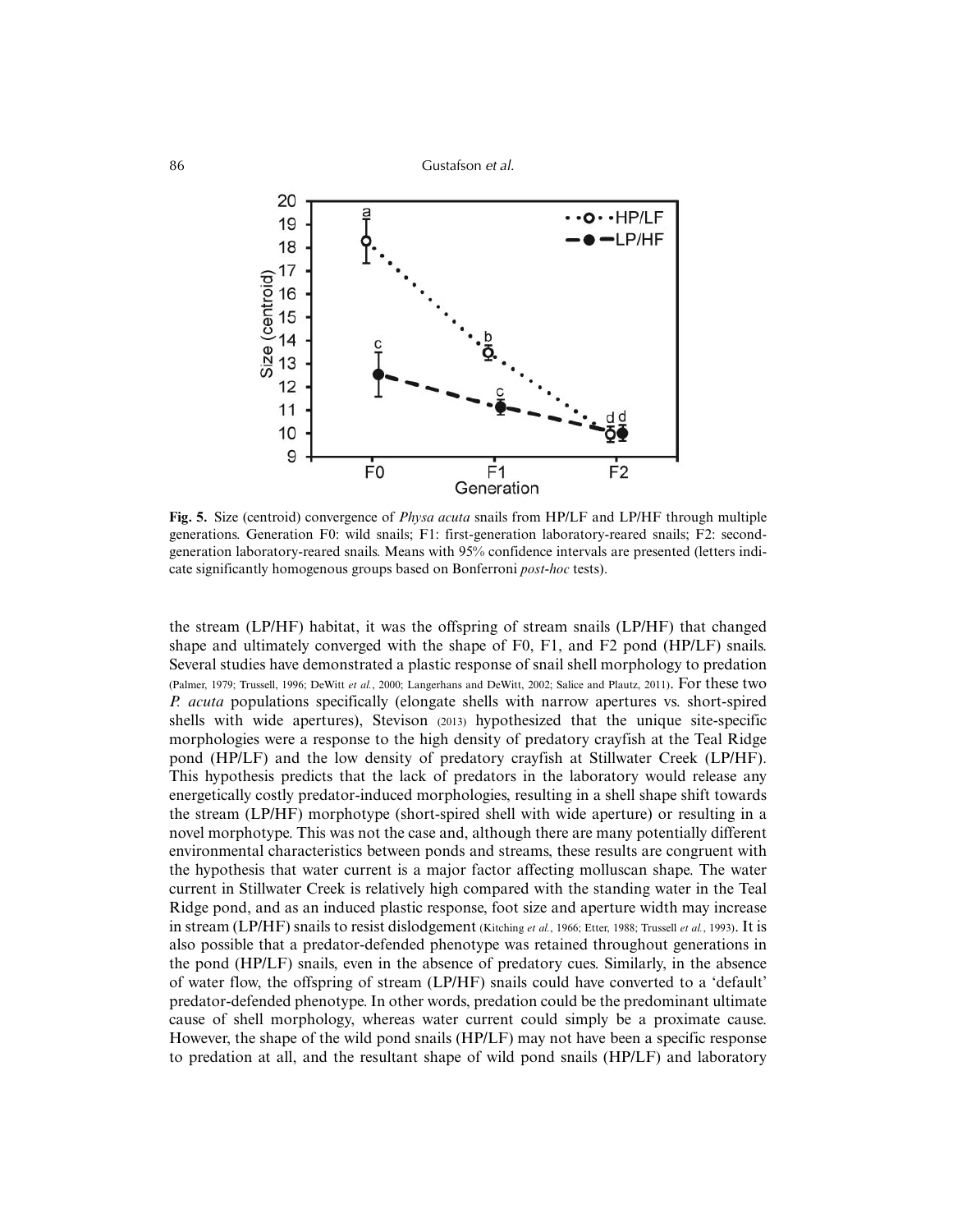**Fig. 5.** Size (centroid) convergence of *Physa acuta* snails from HP/LF and LP/HF through multiple generations. Generation F0: wild snails; F1: first-generation laboratory-reared snails; F2: second-generation laboratory-reared snails. Means with 95% confidence intervals are presented (letters indicate significantly homogenous groups based on Bonferroni *post-hoc* tests).

the stream (LP/HF) habitat, it was the offspring of stream snails (LP/HF) that changed shape and ultimately converged with the shape of F0, F1, and F2 pond (HP/LF) snails. Several studies have demonstrated a plastic response of snail shell morphology to predation (Palmer, 1979; Trussell, 1996; DeWitt *et al.*, 2000; Langerhans and DeWitt, 2002; Salice and Plautz, 2011). For these two *P. acuta* populations specifically (elongate shells with narrow apertures vs. short-spired shells with wide apertures), Stevison (2013) hypothesized that the unique site-specific morphologies were a response to the high density of predatory crayfish at the Teal Ridge pond (HP/LF) and the low density of predatory crayfish at Stillwater Creek (LP/HF). This hypothesis predicts that the lack of predators in the laboratory would release any energetically costly predator-induced morphologies, resulting in a shell shape shift towards the stream (LP/HF) morphotype (short-spired shell with wide aperture) or resulting in a novel morphotype. This was not the case and, although there are many potentially different environmental characteristics between ponds and streams, these results are congruent with the hypothesis that water current is a major factor affecting molluscan shape. The water current in Stillwater Creek is relatively high compared with the standing water in the Teal Ridge pond, and as an induced plastic response, foot size and aperture width may increase in stream (LP/HF) snails to resist dislodgement (Kitching *et al.*, 1966; Etter, 1988; Trussell *et al.*, 1993). It is also possible that a predator-defended phenotype was retained throughout generations in the pond (HP/LF) snails, even in the absence of predatory cues. Similarly, in the absence of water flow, the offspring of stream (LP/HF) snails could have converted to a 'default' predator-defended phenotype. In other words, predation could be the predominant ultimate cause of shell morphology, whereas water current could simply be a proximate cause. However, the shape of the wild pond snails (HP/LF) may not have been a specific response to predation at all, and the resultant shape of wild pond snails (HP/LF) and laboratory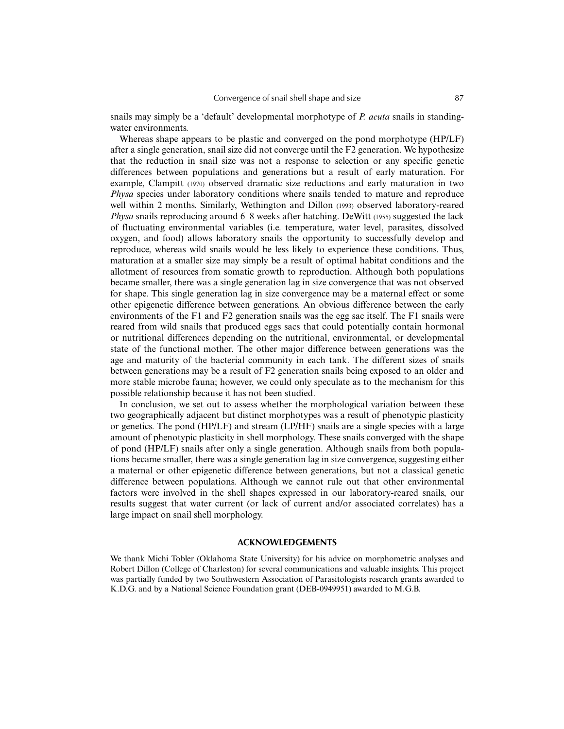snails may simply be a 'default' developmental morphotype of *P. acuta* snails in standing-water environments.

Whereas shape appears to be plastic and converged on the pond morphotype (HP/LF) after a single generation, snail size did not converge until the F2 generation. We hypothesize that the reduction in snail size was not a response to selection or any specific genetic differences between populations and generations but a result of early maturation. For example, Clampitt (1970) observed dramatic size reductions and early maturation in two *Physa* species under laboratory conditions where snails tended to mature and reproduce well within 2 months. Similarly, Wethington and Dillon (1993) observed laboratory-reared *Physa* snails reproducing around 6–8 weeks after hatching. DeWitt (1955) suggested the lack of fluctuating environmental variables (i.e. temperature, water level, parasites, dissolved oxygen, and food) allows laboratory snails the opportunity to successfully develop and reproduce, whereas wild snails would be less likely to experience these conditions. Thus, maturation at a smaller size may simply be a result of optimal habitat conditions and the allotment of resources from somatic growth to reproduction. Although both populations became smaller, there was a single generation lag in size convergence that was not observed for shape. This single generation lag in size convergence may be a maternal effect or some other epigenetic difference between generations. An obvious difference between the early environments of the F1 and F2 generation snails was the egg sac itself. The F1 snails were reared from wild snails that produced eggs sacs that could potentially contain hormonal or nutritional differences depending on the nutritional, environmental, or developmental state of the functional mother. The other major difference between generations was the age and maturity of the bacterial community in each tank. The different sizes of snails between generations may be a result of F2 generation snails being exposed to an older and more stable microbe fauna; however, we could only speculate as to the mechanism for this possible relationship because it has not been studied.

In conclusion, we set out to assess whether the morphological variation between these two geographically adjacent but distinct morphotypes was a result of phenotypic plasticity or genetics. The pond (HP/LF) and stream (LP/HF) snails are a single species with a large amount of phenotypic plasticity in shell morphology. These snails converged with the shape of pond (HP/LF) snails after only a single generation. Although snails from both populations became smaller, there was a single generation lag in size convergence, suggesting either a maternal or other epigenetic difference between generations, but not a classical genetic difference between populations. Although we cannot rule out that other environmental factors were involved in the shell shapes expressed in our laboratory-reared snails, our results suggest that water current (or lack of current and/or associated correlates) has a large impact on snail shell morphology.

## ACKNOWLEDGEMENTS

We thank Michi Tobler (Oklahoma State University) for his advice on morphometric analyses and Robert Dillon (College of Charleston) for several communications and valuable insights. This project was partially funded by two Southwestern Association of Parasitologists research grants awarded to K.D.G. and by a National Science Foundation grant (DEB-0949951) awarded to M.G.B.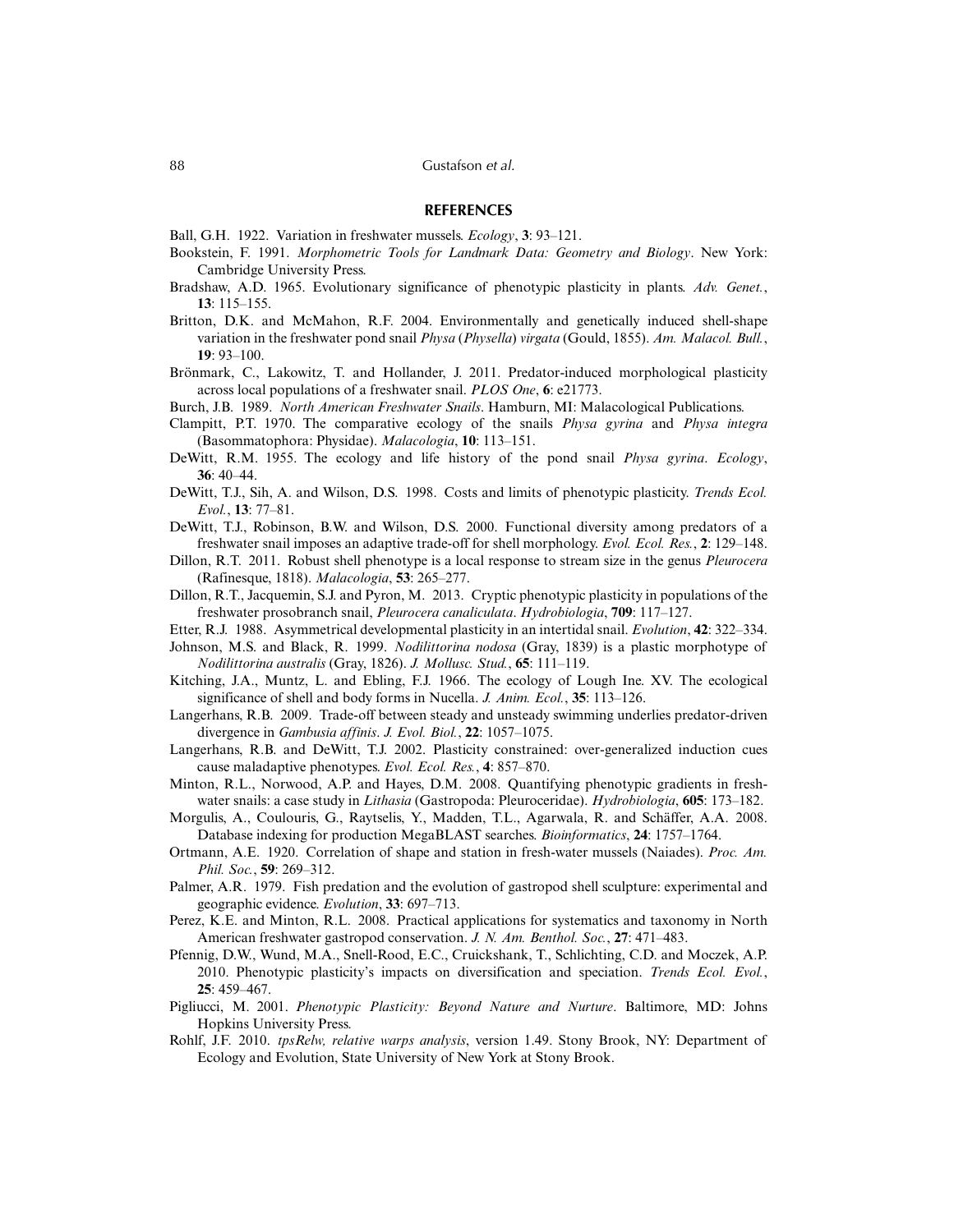## REFERENCES

Ball, G.H. 1922. Variation in freshwater mussels. *Ecology*, **3**: 93–121.

Bookstein, F. 1991. *Morphometric Tools for Landmark Data: Geometry and Biology*. New York: Cambridge University Press.

Bradshaw, A.D. 1965. Evolutionary significance of phenotypic plasticity in plants. *Adv. Genet.*, **13**: 115–155.

Britton, D.K. and McMahon, R.F. 2004. Environmentally and genetically induced shell-shape variation in the freshwater pond snail *Physa* (*Physella*) *virgata* (Gould, 1855). *Am. Malacol. Bull.*, **19**: 93–100.

Brönmark, C., Lakowitz, T. and Hollander, J. 2011. Predator-induced morphological plasticity across local populations of a freshwater snail. *PLOS One*, **6**: e21773.

Burch, J.B. 1989. *North American Freshwater Snails*. Hamburn, MI: Malacological Publications.

Clampitt, P.T. 1970. The comparative ecology of the snails *Physa gyrina* and *Physa integra* (Basommatophora: Physidae). *Malacologia*, **10**: 113–151.

DeWitt, R.M. 1955. The ecology and life history of the pond snail *Physa gyrina*. *Ecology*, **36**: 40–44.

DeWitt, T.J., Sih, A. and Wilson, D.S. 1998. Costs and limits of phenotypic plasticity. *Trends Ecol. Evol.*, **13**: 77–81.

DeWitt, T.J., Robinson, B.W. and Wilson, D.S. 2000. Functional diversity among predators of a freshwater snail imposes an adaptive trade-off for shell morphology. *Evol. Ecol. Res.*, **2**: 129–148.

Dillon, R.T. 2011. Robust shell phenotype is a local response to stream size in the genus *Pleurocera* (Rafinesque, 1818). *Malacologia*, **53**: 265–277.

Dillon, R.T., Jacquemin, S.J. and Pyron, M. 2013. Cryptic phenotypic plasticity in populations of the freshwater prosobranch snail, *Pleurocera canaliculata*. *Hydrobiologia*, **709**: 117–127.

Etter, R.J. 1988. Asymmetrical developmental plasticity in an intertidal snail. *Evolution*, **42**: 322–334.

Johnson, M.S. and Black, R. 1999. *Nodilittorina nodosa* (Gray, 1839) is a plastic morphotype of *Nodilittorina australis* (Gray, 1826). *J. Mollusc. Stud.*, **65**: 111–119.

Kitching, J.A., Muntz, L. and Ebling, F.J. 1966. The ecology of Lough Ine. XV. The ecological significance of shell and body forms in Nucella. *J. Anim. Ecol.*, **35**: 113–126.

Langerhans, R.B. 2009. Trade-off between steady and unsteady swimming underlies predator-driven divergence in *Gambusia affinis*. *J. Evol. Biol.*, **22**: 1057–1075.

Langerhans, R.B. and DeWitt, T.J. 2002. Plasticity constrained: over-generalized induction cues cause maladaptive phenotypes. *Evol. Ecol. Res.*, **4**: 857–870.

Minton, R.L., Norwood, A.P. and Hayes, D.M. 2008. Quantifying phenotypic gradients in freshwater snails: a case study in *Lithasia* (Gastropoda: Pleuroceridae). *Hydrobiologia*, **605**: 173–182.

Morgulis, A., Coulouris, G., Raytselis, Y., Madden, T.L., Agarwala, R. and Schäffer, A.A. 2008. Database indexing for production MegaBLAST searches. *Bioinformatics*, **24**: 1757–1764.

Ortmann, A.E. 1920. Correlation of shape and station in fresh-water mussels (Naiades). *Proc. Am. Phil. Soc.*, **59**: 269–312.

Palmer, A.R. 1979. Fish predation and the evolution of gastropod shell sculpture: experimental and geographic evidence. *Evolution*, **33**: 697–713.

Perez, K.E. and Minton, R.L. 2008. Practical applications for systematics and taxonomy in North American freshwater gastropod conservation. *J. N. Am. Benthol. Soc.*, **27**: 471–483.

Pfennig, D.W., Wund, M.A., Snell-Rood, E.C., Cruickshank, T., Schlichting, C.D. and Moczek, A.P. 2010. Phenotypic plasticity's impacts on diversification and speciation. *Trends Ecol. Evol.*, **25**: 459–467.

Pigliucci, M. 2001. *Phenotypic Plasticity: Beyond Nature and Nurture*. Baltimore, MD: Johns Hopkins University Press.

Rohlf, J.F. 2010. *tpsRelw, relative warps analysis*, version 1.49. Stony Brook, NY: Department of Ecology and Evolution, State University of New York at Stony Brook.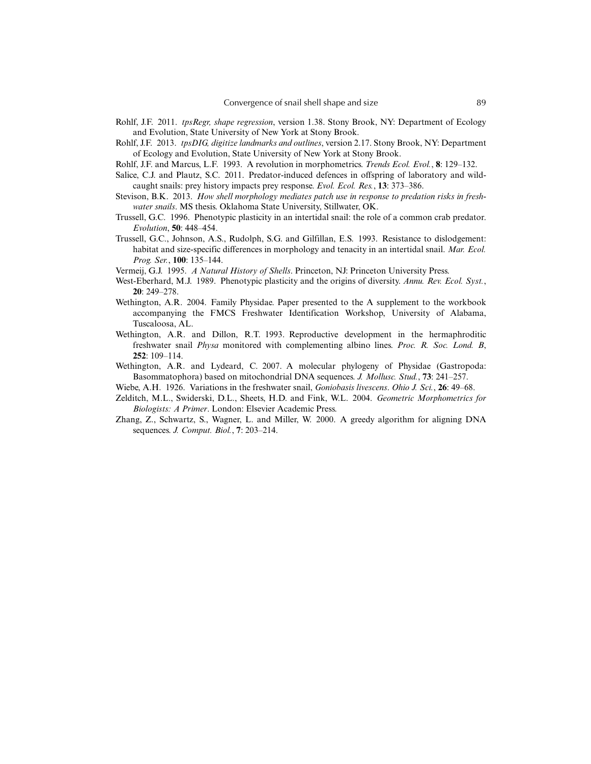Rohlf, J.F. 2011. *tpsRegr, shape regression*, version 1.38. Stony Brook, NY: Department of Ecology and Evolution, State University of New York at Stony Brook.

Rohlf, J.F. 2013. *tpsDIG, digitize landmarks and outlines*, version 2.17. Stony Brook, NY: Department of Ecology and Evolution, State University of New York at Stony Brook.

Rohlf, J.F. and Marcus, L.F. 1993. A revolution in morphometrics. *Trends Ecol. Evol.*, **8**: 129–132.

Salice, C.J. and Plautz, S.C. 2011. Predator-induced defences in offspring of laboratory and wild-caught snails: prey history impacts prey response. *Evol. Ecol. Res.*, **13**: 373–386.

Stevison, B.K. 2013. *How shell morphology mediates patch use in response to predation risks in freshwater snails*. MS thesis. Oklahoma State University, Stillwater, OK.

Trussell, G.C. 1996. Phenotypic plasticity in an intertidal snail: the role of a common crab predator. *Evolution*, **50**: 448–454.

Trussell, G.C., Johnson, A.S., Rudolph, S.G. and Gilfillan, E.S. 1993. Resistance to dislodgement: habitat and size-specific differences in morphology and tenacity in an intertidal snail. *Mar. Ecol. Prog. Ser.*, **100**: 135–144.

Vermeij, G.J. 1995. *A Natural History of Shells*. Princeton, NJ: Princeton University Press.

West-Eberhard, M.J. 1989. Phenotypic plasticity and the origins of diversity. *Annu. Rev. Ecol. Syst.*, **20**: 249–278.

Wethington, A.R. 2004. Family Physidae. Paper presented to the A supplement to the workbook accompanying the FMCS Freshwater Identification Workshop, University of Alabama, Tuscaloosa, AL.

Wethington, A.R. and Dillon, R.T. 1993. Reproductive development in the hermaphroditic freshwater snail *Physa* monitored with complementing albino lines. *Proc. R. Soc. Lond. B*, **252**: 109–114.

Wethington, A.R. and Lydeard, C. 2007. A molecular phylogeny of Physidae (Gastropoda: Basommatophora) based on mitochondrial DNA sequences. *J. Mollusc. Stud.*, **73**: 241–257.

Wiebe, A.H. 1926. Variations in the freshwater snail, *Goniobasis livescens*. *Ohio J. Sci.*, **26**: 49–68.

Zelditch, M.L., Swiderski, D.L., Sheets, H.D. and Fink, W.L. 2004. *Geometric Morphometrics for Biologists: A Primer*. London: Elsevier Academic Press.

Zhang, Z., Schwartz, S., Wagner, L. and Miller, W. 2000. A greedy algorithm for aligning DNA sequences. *J. Comput. Biol.*, **7**: 203–214.